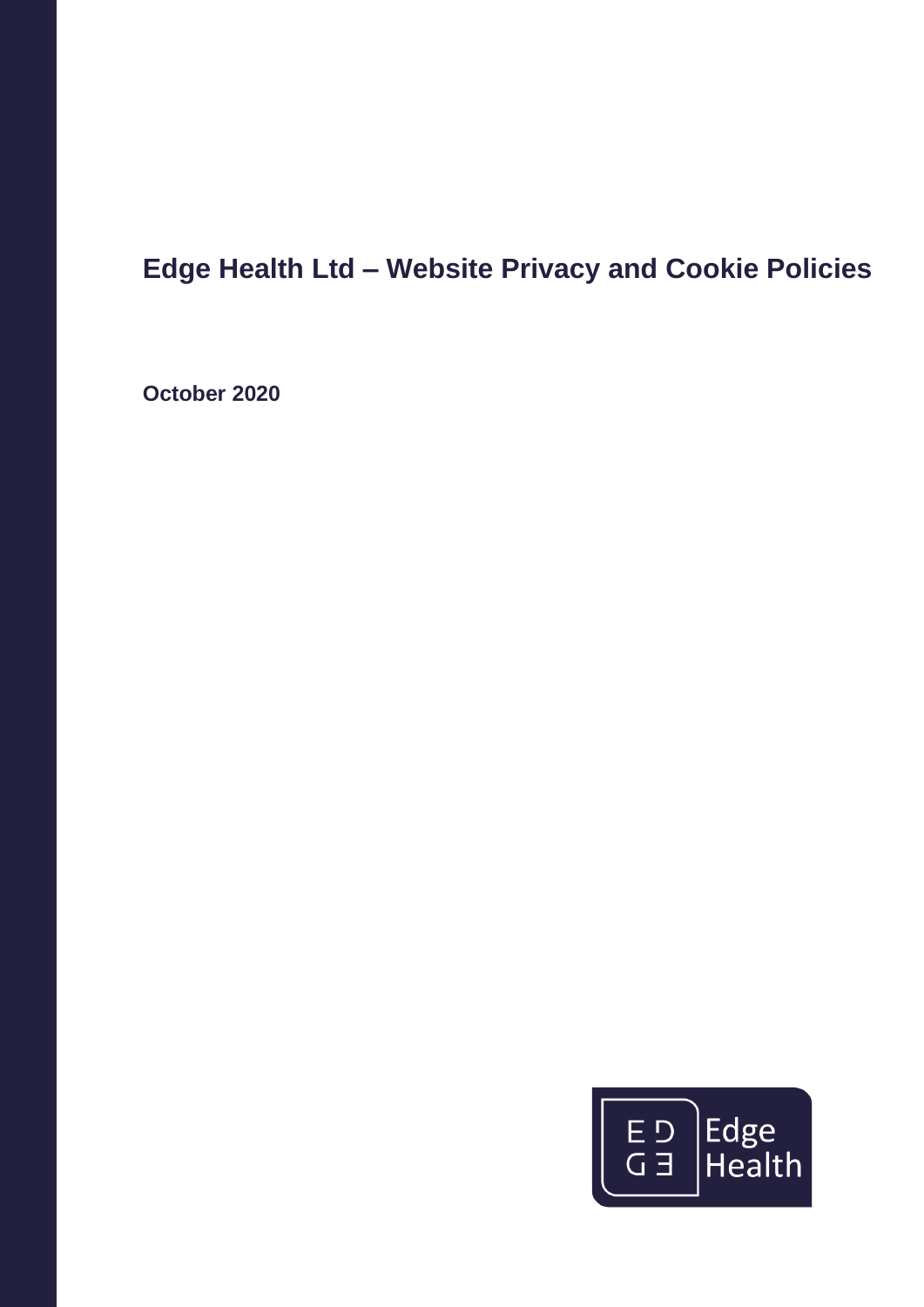# Edge Health Ltd – Website Privacy and Cookie Policies

**October 2020**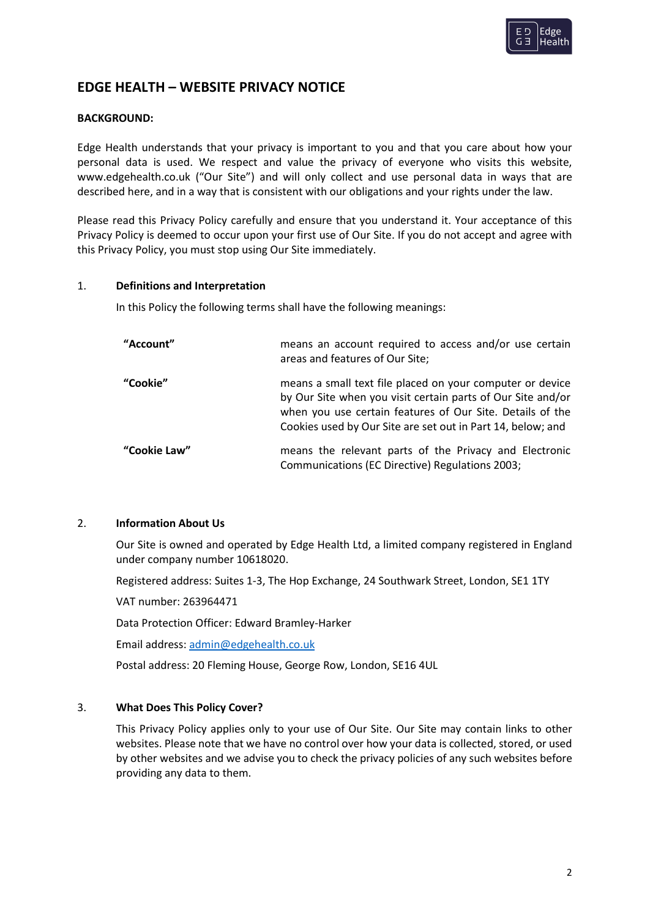## EDGE HEALTH – WEBSITE PRIVACY NOTICE

**BACKGROUND:**

Edge Health understands that your privacy is important to you and that you care about how your personal data is used. We respect and value the privacy of everyone who visits this website, www.edgehealth.co.uk ("Our Site") and will only collect and use personal data in ways that are described here, and in a way that is consistent with our obligations and your rights under the law.

Please read this Privacy Policy carefully and ensure that you understand it. Your acceptance of this Privacy Policy is deemed to occur upon your first use of Our Site. If you do not accept and agree with this Privacy Policy, you must stop using Our Site immediately.

### 1. Definitions and Interpretation

In this Policy the following terms shall have the following meanings:

| | |
|---|---|
| **"Account"** | means an account required to access and/or use certain areas and features of Our Site; |
| **"Cookie"** | means a small text file placed on your computer or device by Our Site when you visit certain parts of Our Site and/or when you use certain features of Our Site. Details of the Cookies used by Our Site are set out in Part 14, below; and |
| **"Cookie Law"** | means the relevant parts of the Privacy and Electronic Communications (EC Directive) Regulations 2003; |

### 2. Information About Us

Our Site is owned and operated by Edge Health Ltd, a limited company registered in England under company number 10618020.

Registered address: Suites 1-3, The Hop Exchange, 24 Southwark Street, London, SE1 1TY

VAT number: 263964471

Data Protection Officer: Edward Bramley-Harker

Email address: admin@edgehealth.co.uk

Postal address: 20 Fleming House, George Row, London, SE16 4UL

### 3. What Does This Policy Cover?

This Privacy Policy applies only to your use of Our Site. Our Site may contain links to other websites. Please note that we have no control over how your data is collected, stored, or used by other websites and we advise you to check the privacy policies of any such websites before providing any data to them.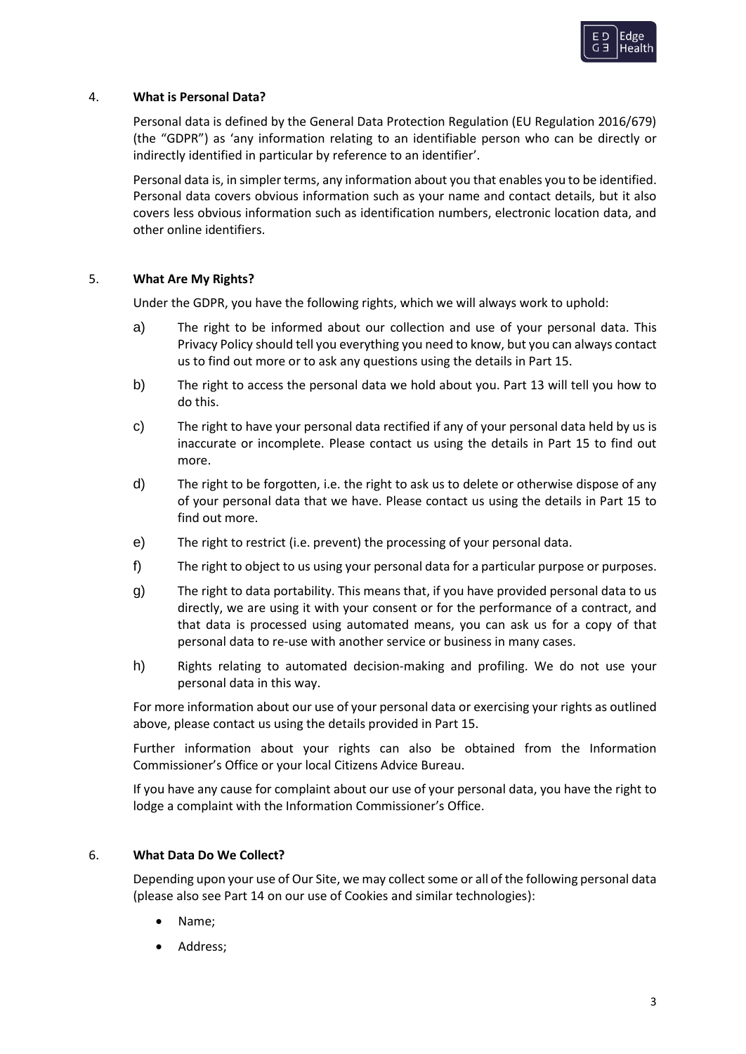## 4. What is Personal Data?

Personal data is defined by the General Data Protection Regulation (EU Regulation 2016/679) (the "GDPR") as 'any information relating to an identifiable person who can be directly or indirectly identified in particular by reference to an identifier'.

Personal data is, in simpler terms, any information about you that enables you to be identified. Personal data covers obvious information such as your name and contact details, but it also covers less obvious information such as identification numbers, electronic location data, and other online identifiers.

## 5. What Are My Rights?

Under the GDPR, you have the following rights, which we will always work to uphold:

a) The right to be informed about our collection and use of your personal data. This Privacy Policy should tell you everything you need to know, but you can always contact us to find out more or to ask any questions using the details in Part 15.

b) The right to access the personal data we hold about you. Part 13 will tell you how to do this.

c) The right to have your personal data rectified if any of your personal data held by us is inaccurate or incomplete. Please contact us using the details in Part 15 to find out more.

d) The right to be forgotten, i.e. the right to ask us to delete or otherwise dispose of any of your personal data that we have. Please contact us using the details in Part 15 to find out more.

e) The right to restrict (i.e. prevent) the processing of your personal data.

f) The right to object to us using your personal data for a particular purpose or purposes.

g) The right to data portability. This means that, if you have provided personal data to us directly, we are using it with your consent or for the performance of a contract, and that data is processed using automated means, you can ask us for a copy of that personal data to re-use with another service or business in many cases.

h) Rights relating to automated decision-making and profiling. We do not use your personal data in this way.

For more information about our use of your personal data or exercising your rights as outlined above, please contact us using the details provided in Part 15.

Further information about your rights can also be obtained from the Information Commissioner's Office or your local Citizens Advice Bureau.

If you have any cause for complaint about our use of your personal data, you have the right to lodge a complaint with the Information Commissioner's Office.

## 6. What Data Do We Collect?

Depending upon your use of Our Site, we may collect some or all of the following personal data (please also see Part 14 on our use of Cookies and similar technologies):

- Name;
- Address;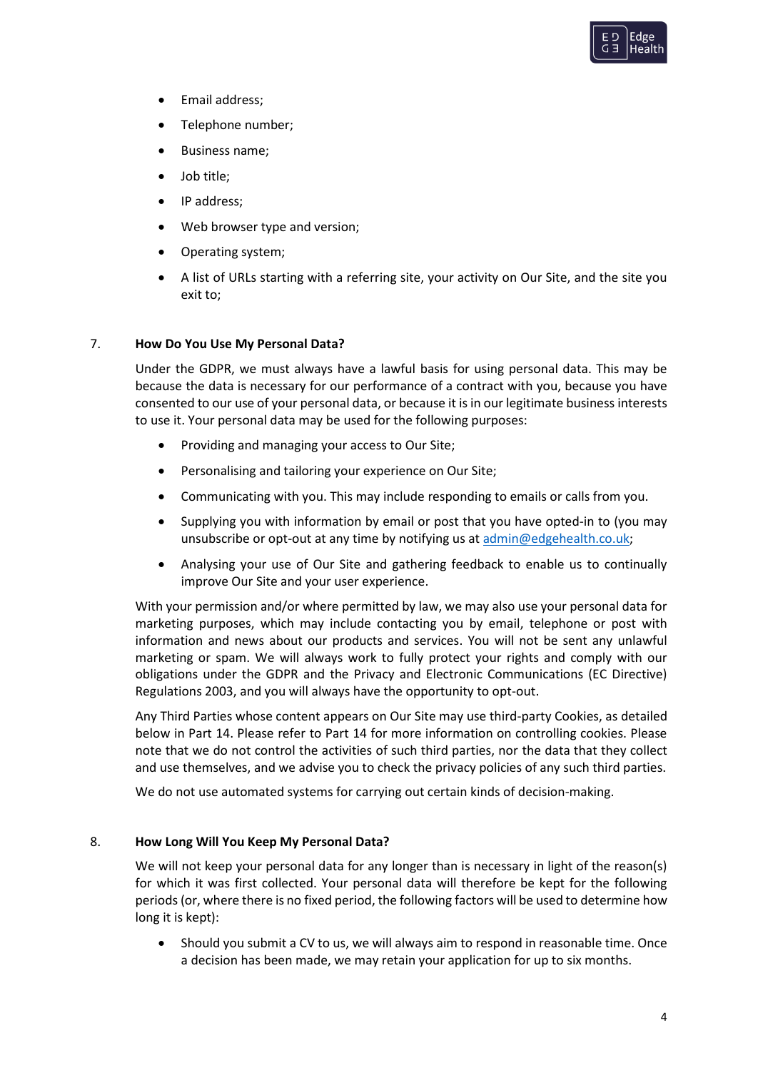- Email address;
- Telephone number;
- Business name;
- Job title;
- IP address;
- Web browser type and version;
- Operating system;
- A list of URLs starting with a referring site, your activity on Our Site, and the site you exit to;

## 7. How Do You Use My Personal Data?

Under the GDPR, we must always have a lawful basis for using personal data. This may be because the data is necessary for our performance of a contract with you, because you have consented to our use of your personal data, or because it is in our legitimate business interests to use it. Your personal data may be used for the following purposes:

- Providing and managing your access to Our Site;
- Personalising and tailoring your experience on Our Site;
- Communicating with you. This may include responding to emails or calls from you.
- Supplying you with information by email or post that you have opted-in to (you may unsubscribe or opt-out at any time by notifying us at admin@edgehealth.co.uk;
- Analysing your use of Our Site and gathering feedback to enable us to continually improve Our Site and your user experience.

With your permission and/or where permitted by law, we may also use your personal data for marketing purposes, which may include contacting you by email, telephone or post with information and news about our products and services. You will not be sent any unlawful marketing or spam. We will always work to fully protect your rights and comply with our obligations under the GDPR and the Privacy and Electronic Communications (EC Directive) Regulations 2003, and you will always have the opportunity to opt-out.

Any Third Parties whose content appears on Our Site may use third-party Cookies, as detailed below in Part 14. Please refer to Part 14 for more information on controlling cookies. Please note that we do not control the activities of such third parties, nor the data that they collect and use themselves, and we advise you to check the privacy policies of any such third parties.

We do not use automated systems for carrying out certain kinds of decision-making.

## 8. How Long Will You Keep My Personal Data?

We will not keep your personal data for any longer than is necessary in light of the reason(s) for which it was first collected. Your personal data will therefore be kept for the following periods (or, where there is no fixed period, the following factors will be used to determine how long it is kept):

- Should you submit a CV to us, we will always aim to respond in reasonable time. Once a decision has been made, we may retain your application for up to six months.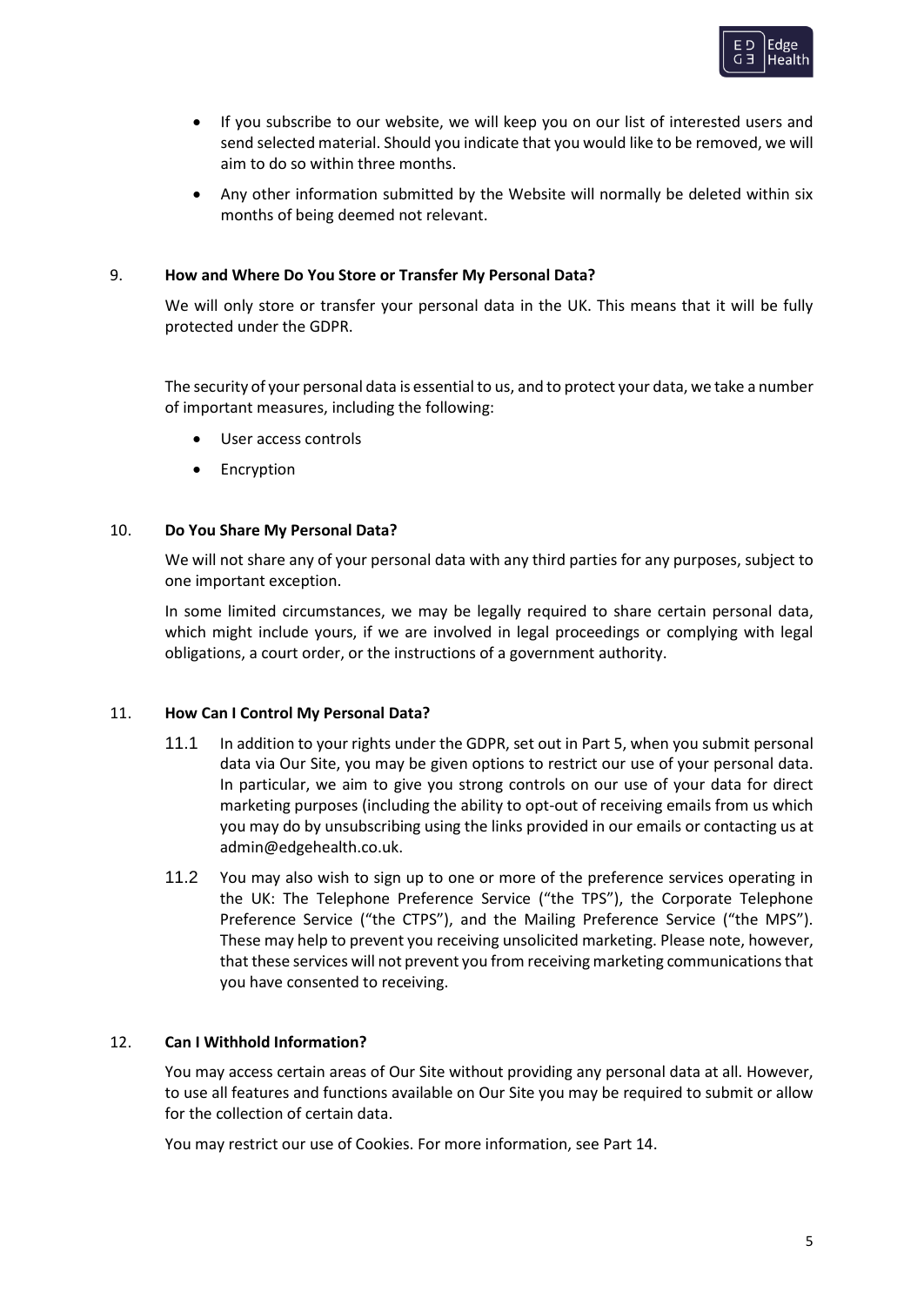- If you subscribe to our website, we will keep you on our list of interested users and send selected material. Should you indicate that you would like to be removed, we will aim to do so within three months.
- Any other information submitted by the Website will normally be deleted within six months of being deemed not relevant.

## 9. How and Where Do You Store or Transfer My Personal Data?

We will only store or transfer your personal data in the UK. This means that it will be fully protected under the GDPR.

The security of your personal data is essential to us, and to protect your data, we take a number of important measures, including the following:

- User access controls
- Encryption

## 10. Do You Share My Personal Data?

We will not share any of your personal data with any third parties for any purposes, subject to one important exception.

In some limited circumstances, we may be legally required to share certain personal data, which might include yours, if we are involved in legal proceedings or complying with legal obligations, a court order, or the instructions of a government authority.

## 11. How Can I Control My Personal Data?

11.1 In addition to your rights under the GDPR, set out in Part 5, when you submit personal data via Our Site, you may be given options to restrict our use of your personal data. In particular, we aim to give you strong controls on our use of your data for direct marketing purposes (including the ability to opt-out of receiving emails from us which you may do by unsubscribing using the links provided in our emails or contacting us at admin@edgehealth.co.uk.

11.2 You may also wish to sign up to one or more of the preference services operating in the UK: The Telephone Preference Service ("the TPS"), the Corporate Telephone Preference Service ("the CTPS"), and the Mailing Preference Service ("the MPS"). These may help to prevent you receiving unsolicited marketing. Please note, however, that these services will not prevent you from receiving marketing communications that you have consented to receiving.

## 12. Can I Withhold Information?

You may access certain areas of Our Site without providing any personal data at all. However, to use all features and functions available on Our Site you may be required to submit or allow for the collection of certain data.

You may restrict our use of Cookies. For more information, see Part 14.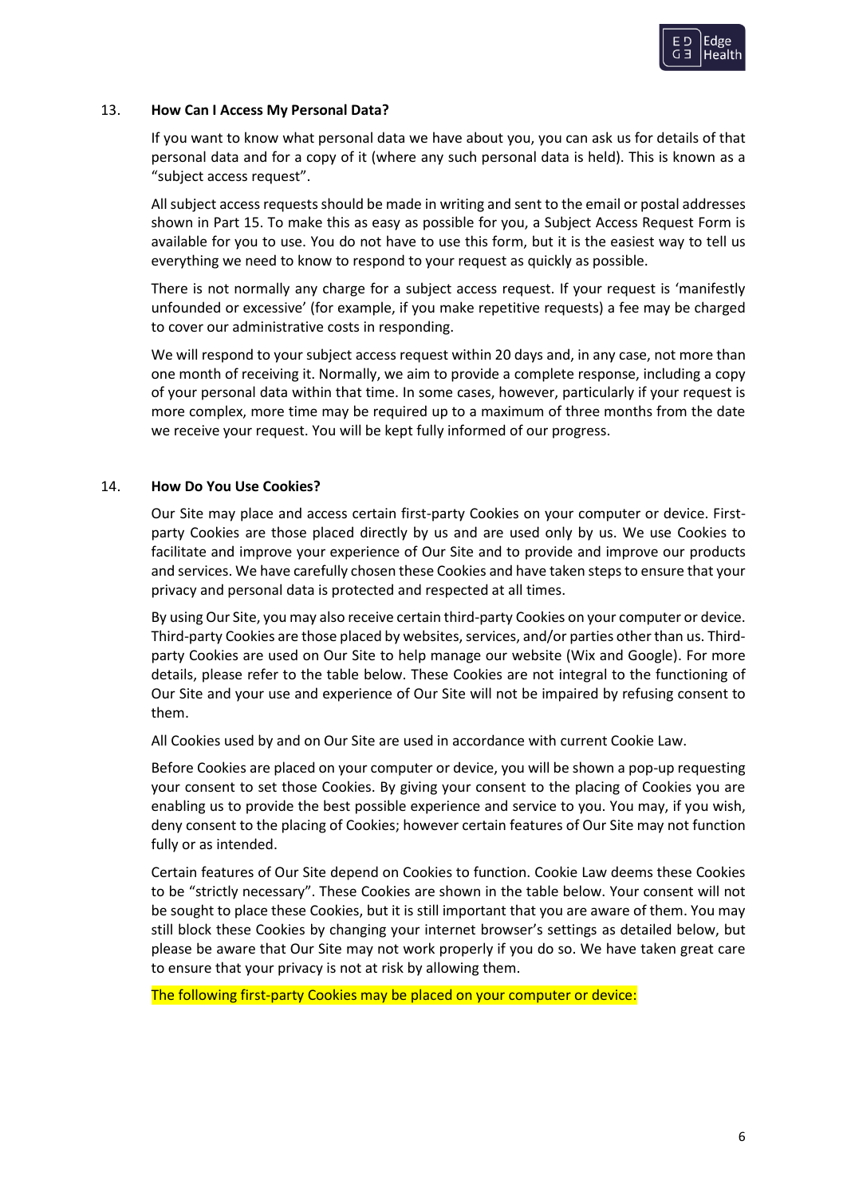## 13. How Can I Access My Personal Data?

If you want to know what personal data we have about you, you can ask us for details of that personal data and for a copy of it (where any such personal data is held). This is known as a "subject access request".

All subject access requests should be made in writing and sent to the email or postal addresses shown in Part 15. To make this as easy as possible for you, a Subject Access Request Form is available for you to use. You do not have to use this form, but it is the easiest way to tell us everything we need to know to respond to your request as quickly as possible.

There is not normally any charge for a subject access request. If your request is 'manifestly unfounded or excessive' (for example, if you make repetitive requests) a fee may be charged to cover our administrative costs in responding.

We will respond to your subject access request within 20 days and, in any case, not more than one month of receiving it. Normally, we aim to provide a complete response, including a copy of your personal data within that time. In some cases, however, particularly if your request is more complex, more time may be required up to a maximum of three months from the date we receive your request. You will be kept fully informed of our progress.

## 14. How Do You Use Cookies?

Our Site may place and access certain first-party Cookies on your computer or device. First-party Cookies are those placed directly by us and are used only by us. We use Cookies to facilitate and improve your experience of Our Site and to provide and improve our products and services. We have carefully chosen these Cookies and have taken steps to ensure that your privacy and personal data is protected and respected at all times.

By using Our Site, you may also receive certain third-party Cookies on your computer or device. Third-party Cookies are those placed by websites, services, and/or parties other than us. Third-party Cookies are used on Our Site to help manage our website (Wix and Google). For more details, please refer to the table below. These Cookies are not integral to the functioning of Our Site and your use and experience of Our Site will not be impaired by refusing consent to them.

All Cookies used by and on Our Site are used in accordance with current Cookie Law.

Before Cookies are placed on your computer or device, you will be shown a pop-up requesting your consent to set those Cookies. By giving your consent to the placing of Cookies you are enabling us to provide the best possible experience and service to you. You may, if you wish, deny consent to the placing of Cookies; however certain features of Our Site may not function fully or as intended.

Certain features of Our Site depend on Cookies to function. Cookie Law deems these Cookies to be "strictly necessary". These Cookies are shown in the table below. Your consent will not be sought to place these Cookies, but it is still important that you are aware of them. You may still block these Cookies by changing your internet browser's settings as detailed below, but please be aware that Our Site may not work properly if you do so. We have taken great care to ensure that your privacy is not at risk by allowing them.

The following first-party Cookies may be placed on your computer or device: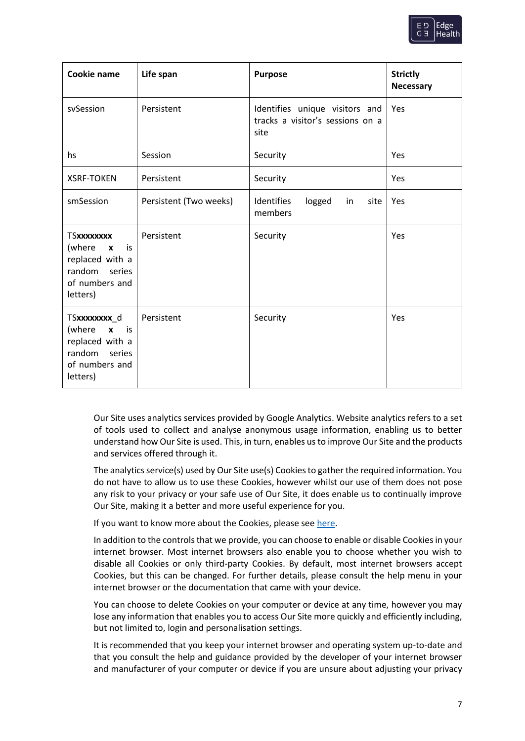| Cookie name | Life span | Purpose | Strictly Necessary |
|---|---|---|---|
| svSession | Persistent | Identifies unique visitors and tracks a visitor's sessions on a site | Yes |
| hs | Session | Security | Yes |
| XSRF-TOKEN | Persistent | Security | Yes |
| smSession | Persistent (Two weeks) | Identifies logged in site members | Yes |
| TS**xxxxxxxx** (where **x** is replaced with a random series of numbers and letters) | Persistent | Security | Yes |
| TS**xxxxxxxx**_d (where **x** is replaced with a random series of numbers and letters) | Persistent | Security | Yes |

Our Site uses analytics services provided by Google Analytics. Website analytics refers to a set of tools used to collect and analyse anonymous usage information, enabling us to better understand how Our Site is used. This, in turn, enables us to improve Our Site and the products and services offered through it.

The analytics service(s) used by Our Site use(s) Cookies to gather the required information. You do not have to allow us to use these Cookies, however whilst our use of them does not pose any risk to your privacy or your safe use of Our Site, it does enable us to continually improve Our Site, making it a better and more useful experience for you.

If you want to know more about the Cookies, please see here.

In addition to the controls that we provide, you can choose to enable or disable Cookies in your internet browser. Most internet browsers also enable you to choose whether you wish to disable all Cookies or only third-party Cookies. By default, most internet browsers accept Cookies, but this can be changed. For further details, please consult the help menu in your internet browser or the documentation that came with your device.

You can choose to delete Cookies on your computer or device at any time, however you may lose any information that enables you to access Our Site more quickly and efficiently including, but not limited to, login and personalisation settings.

It is recommended that you keep your internet browser and operating system up-to-date and that you consult the help and guidance provided by the developer of your internet browser and manufacturer of your computer or device if you are unsure about adjusting your privacy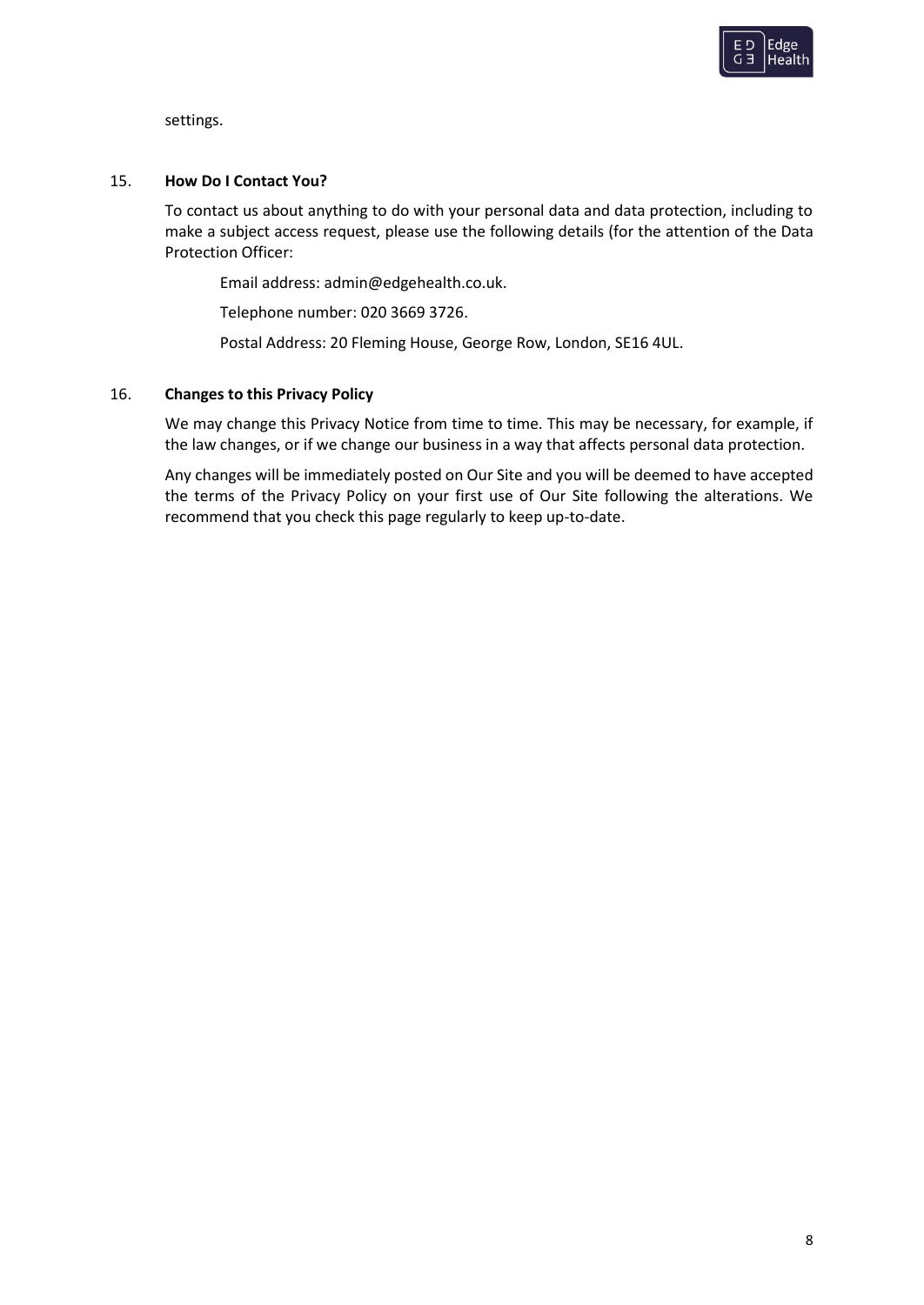settings.

## 15. How Do I Contact You?

To contact us about anything to do with your personal data and data protection, including to make a subject access request, please use the following details (for the attention of the Data Protection Officer:

Email address: admin@edgehealth.co.uk.

Telephone number: 020 3669 3726.

Postal Address: 20 Fleming House, George Row, London, SE16 4UL.

## 16. Changes to this Privacy Policy

We may change this Privacy Notice from time to time. This may be necessary, for example, if the law changes, or if we change our business in a way that affects personal data protection.

Any changes will be immediately posted on Our Site and you will be deemed to have accepted the terms of the Privacy Policy on your first use of Our Site following the alterations. We recommend that you check this page regularly to keep up-to-date.